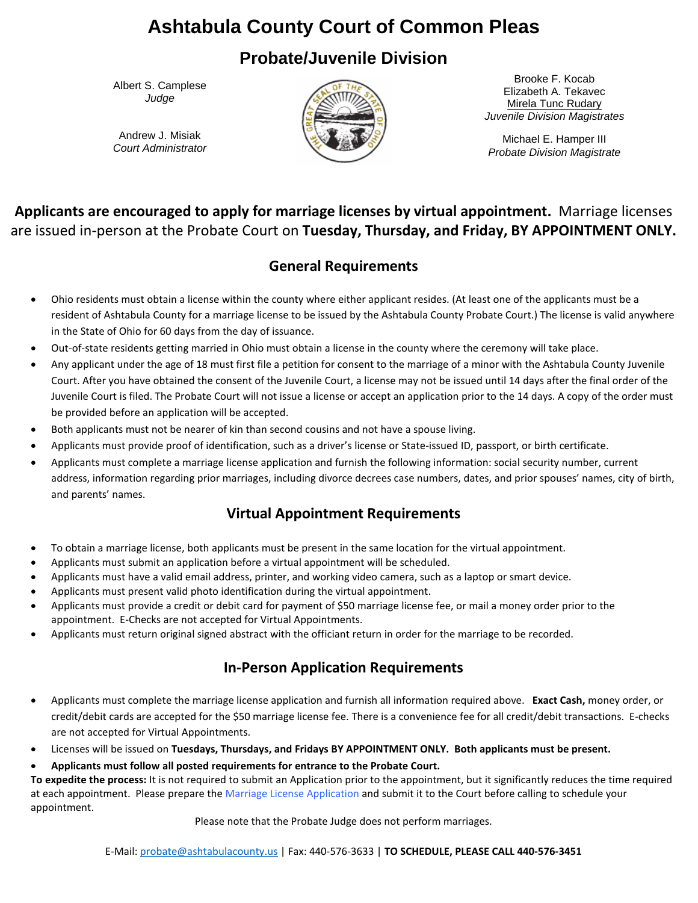# Ashtabula County Court of Common Pleas

## Probate/Juvenile Division

Albert S. Camplese
*Judge*

Andrew J. Misiak
*Court Administrator*

Brooke F. Kocab
Elizabeth A. Tekavec
Mirela Tunc Rudary
*Juvenile Division Magistrates*

Michael E. Hamper III
*Probate Division Magistrate*

**Applicants are encouraged to apply for marriage licenses by virtual appointment.** Marriage licenses are issued in-person at the Probate Court on **Tuesday, Thursday, and Friday, BY APPOINTMENT ONLY.**

### General Requirements

- Ohio residents must obtain a license within the county where either applicant resides. (At least one of the applicants must be a resident of Ashtabula County for a marriage license to be issued by the Ashtabula County Probate Court.) The license is valid anywhere in the State of Ohio for 60 days from the day of issuance.
- Out-of-state residents getting married in Ohio must obtain a license in the county where the ceremony will take place.
- Any applicant under the age of 18 must first file a petition for consent to the marriage of a minor with the Ashtabula County Juvenile Court. After you have obtained the consent of the Juvenile Court, a license may not be issued until 14 days after the final order of the Juvenile Court is filed. The Probate Court will not issue a license or accept an application prior to the 14 days. A copy of the order must be provided before an application will be accepted.
- Both applicants must not be nearer of kin than second cousins and not have a spouse living.
- Applicants must provide proof of identification, such as a driver's license or State-issued ID, passport, or birth certificate.
- Applicants must complete a marriage license application and furnish the following information: social security number, current address, information regarding prior marriages, including divorce decrees case numbers, dates, and prior spouses' names, city of birth, and parents' names.

### Virtual Appointment Requirements

- To obtain a marriage license, both applicants must be present in the same location for the virtual appointment.
- Applicants must submit an application before a virtual appointment will be scheduled.
- Applicants must have a valid email address, printer, and working video camera, such as a laptop or smart device.
- Applicants must present valid photo identification during the virtual appointment.
- Applicants must provide a credit or debit card for payment of $50 marriage license fee, or mail a money order prior to the appointment. E-Checks are not accepted for Virtual Appointments.
- Applicants must return original signed abstract with the officiant return in order for the marriage to be recorded.

### In-Person Application Requirements

- Applicants must complete the marriage license application and furnish all information required above. **Exact Cash,** money order, or credit/debit cards are accepted for the $50 marriage license fee. There is a convenience fee for all credit/debit transactions. E-checks are not accepted for Virtual Appointments.
- Licenses will be issued on **Tuesdays, Thursdays, and Fridays BY APPOINTMENT ONLY. Both applicants must be present.**
- **Applicants must follow all posted requirements for entrance to the Probate Court.**

**To expedite the process:** It is not required to submit an Application prior to the appointment, but it significantly reduces the time required at each appointment. Please prepare the Marriage License Application and submit it to the Court before calling to schedule your appointment.

Please note that the Probate Judge does not perform marriages.

E-Mail: probate@ashtabulacounty.us | Fax: 440-576-3633 | **TO SCHEDULE, PLEASE CALL 440-576-3451**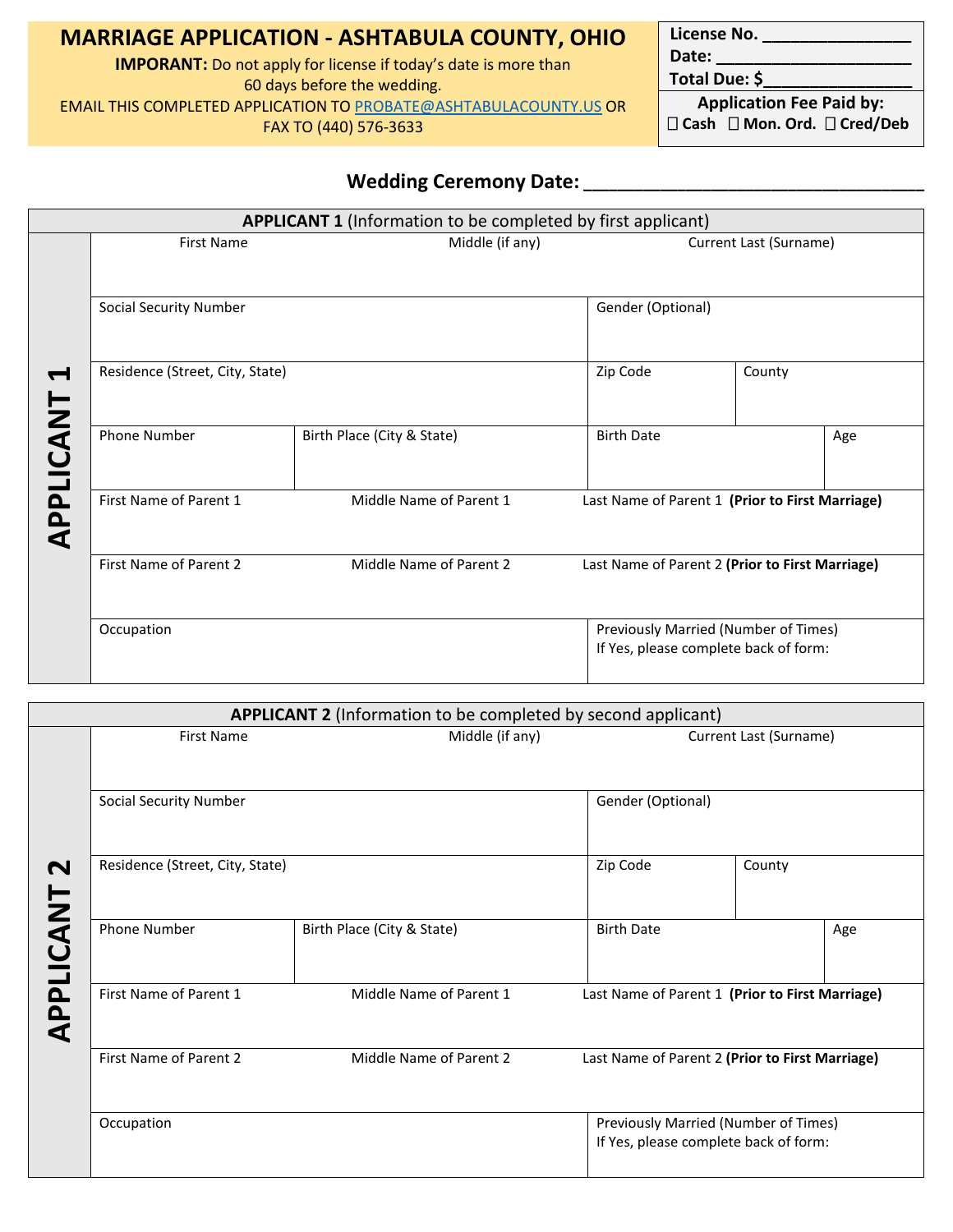# MARRIAGE APPLICATION - ASHTABULA COUNTY, OHIO

**IMPORANT:** Do not apply for license if today's date is more than 60 days before the wedding.

EMAIL THIS COMPLETED APPLICATION TO PROBATE@ASHTABULACOUNTY.US OR FAX TO (440) 576-3633

**License No. _______________**
**Date: ____________________**
**Total Due: $_______________**

**Application Fee Paid by:**
☐ Cash ☐ Mon. Ord. ☐ Cred/Deb

**Wedding Ceremony Date: ________________________________**

## APPLICANT 1 (Information to be completed by first applicant)

| First Name | Middle (if any) | Current Last (Surname) | |
|---|---|---|---|
| | | | |
| Social Security Number | | Gender (Optional) | |
| | | | |
| Residence (Street, City, State) | | Zip Code | County |
| | | | |
| Phone Number | Birth Place (City & State) | Birth Date | Age |
| | | | |
| First Name of Parent 1 | Middle Name of Parent 1 | Last Name of Parent 1 **(Prior to First Marriage)** | |
| | | | |
| First Name of Parent 2 | Middle Name of Parent 2 | Last Name of Parent 2 **(Prior to First Marriage)** | |
| | | | |
| Occupation | | Previously Married (Number of Times) If Yes, please complete back of form: | |
| | | | |

## APPLICANT 2 (Information to be completed by second applicant)

| First Name | Middle (if any) | Current Last (Surname) | |
|---|---|---|---|
| | | | |
| Social Security Number | | Gender (Optional) | |
| | | | |
| Residence (Street, City, State) | | Zip Code | County |
| | | | |
| Phone Number | Birth Place (City & State) | Birth Date | Age |
| | | | |
| First Name of Parent 1 | Middle Name of Parent 1 | Last Name of Parent 1 **(Prior to First Marriage)** | |
| | | | |
| First Name of Parent 2 | Middle Name of Parent 2 | Last Name of Parent 2 **(Prior to First Marriage)** | |
| | | | |
| Occupation | | Previously Married (Number of Times) If Yes, please complete back of form: | |
| | | | |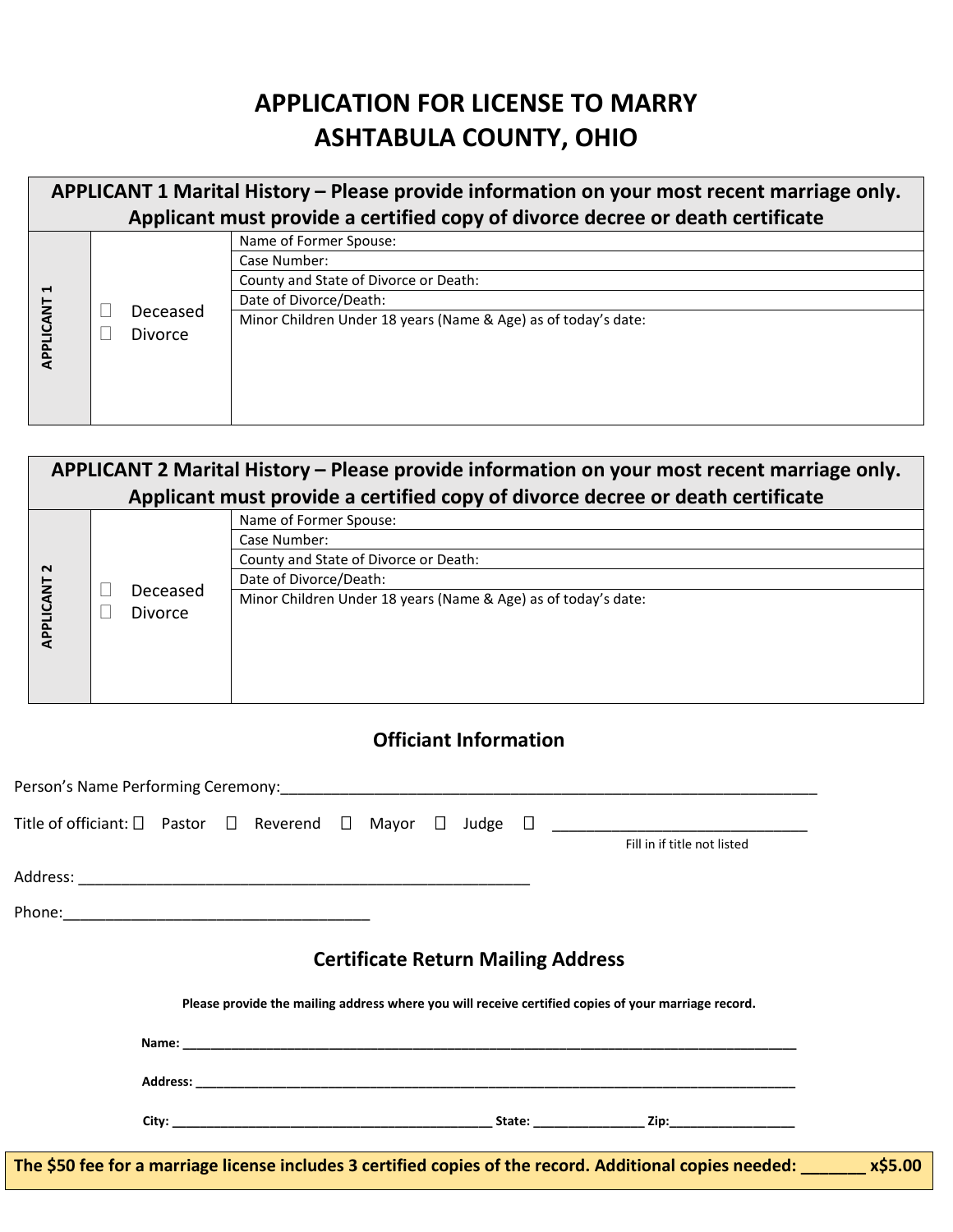# APPLICATION FOR LICENSE TO MARRY
# ASHTABULA COUNTY, OHIO

| APPLICANT 1 Marital History – Please provide information on your most recent marriage only. Applicant must provide a certified copy of divorce decree or death certificate | | |
|---|---|---|
| APPLICANT 1 | ☐ Deceased<br>☐ Divorce | Name of Former Spouse: |
| | | Case Number: |
| | | County and State of Divorce or Death: |
| | | Date of Divorce/Death: |
| | | Minor Children Under 18 years (Name & Age) as of today's date: |

| APPLICANT 2 Marital History – Please provide information on your most recent marriage only. Applicant must provide a certified copy of divorce decree or death certificate | | |
|---|---|---|
| APPLICANT 2 | ☐ Deceased<br>☐ Divorce | Name of Former Spouse: |
| | | Case Number: |
| | | County and State of Divorce or Death: |
| | | Date of Divorce/Death: |
| | | Minor Children Under 18 years (Name & Age) as of today's date: |

## Officiant Information

Person's Name Performing Ceremony:_______________________________________________________________

Title of officiant: ☐ Pastor ☐ Reverend ☐ Mayor ☐ Judge ☐ ______________________________
Fill in if title not listed

Address: _____________________________________________________

Phone:____________________________________

## Certificate Return Mailing Address

**Please provide the mailing address where you will receive certified copies of your marriage record.**

**Name:** _________________________________________________________________________________

**Address:** ______________________________________________________________________________

**City:** ______________________________________ **State:** _______________ **Zip:**_________________

**The $50 fee for a marriage license includes 3 certified copies of the record. Additional copies needed: _______ x$5.00**